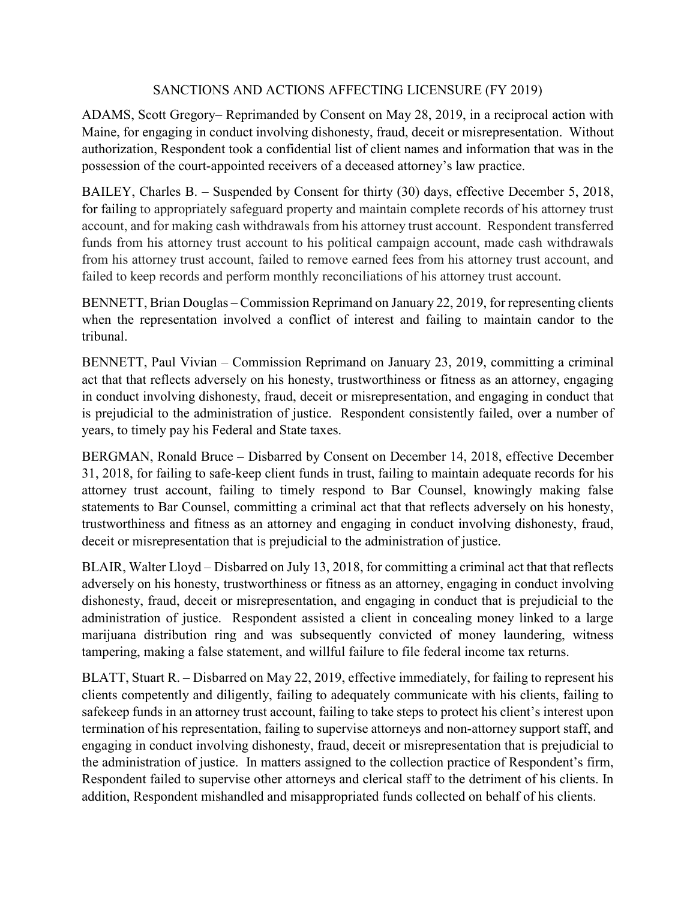# SANCTIONS AND ACTIONS AFFECTING LICENSURE (FY 2019)

ADAMS, Scott Gregory– Reprimanded by Consent on May 28, 2019, in a reciprocal action with Maine, for engaging in conduct involving dishonesty, fraud, deceit or misrepresentation. Without authorization, Respondent took a confidential list of client names and information that was in the possession of the court-appointed receivers of a deceased attorney's law practice.

BAILEY, Charles B. – Suspended by Consent for thirty (30) days, effective December 5, 2018, for failing to appropriately safeguard property and maintain complete records of his attorney trust account, and for making cash withdrawals from his attorney trust account. Respondent transferred funds from his attorney trust account to his political campaign account, made cash withdrawals from his attorney trust account, failed to remove earned fees from his attorney trust account, and failed to keep records and perform monthly reconciliations of his attorney trust account.

BENNETT, Brian Douglas – Commission Reprimand on January 22, 2019, for representing clients when the representation involved a conflict of interest and failing to maintain candor to the tribunal.

BENNETT, Paul Vivian – Commission Reprimand on January 23, 2019, committing a criminal act that that reflects adversely on his honesty, trustworthiness or fitness as an attorney, engaging in conduct involving dishonesty, fraud, deceit or misrepresentation, and engaging in conduct that is prejudicial to the administration of justice. Respondent consistently failed, over a number of years, to timely pay his Federal and State taxes.

BERGMAN, Ronald Bruce – Disbarred by Consent on December 14, 2018, effective December 31, 2018, for failing to safe-keep client funds in trust, failing to maintain adequate records for his attorney trust account, failing to timely respond to Bar Counsel, knowingly making false statements to Bar Counsel, committing a criminal act that that reflects adversely on his honesty, trustworthiness and fitness as an attorney and engaging in conduct involving dishonesty, fraud, deceit or misrepresentation that is prejudicial to the administration of justice.

BLAIR, Walter Lloyd – Disbarred on July 13, 2018, for committing a criminal act that that reflects adversely on his honesty, trustworthiness or fitness as an attorney, engaging in conduct involving dishonesty, fraud, deceit or misrepresentation, and engaging in conduct that is prejudicial to the administration of justice. Respondent assisted a client in concealing money linked to a large marijuana distribution ring and was subsequently convicted of money laundering, witness tampering, making a false statement, and willful failure to file federal income tax returns.

BLATT, Stuart R. – Disbarred on May 22, 2019, effective immediately, for failing to represent his clients competently and diligently, failing to adequately communicate with his clients, failing to safekeep funds in an attorney trust account, failing to take steps to protect his client's interest upon termination of his representation, failing to supervise attorneys and non-attorney support staff, and engaging in conduct involving dishonesty, fraud, deceit or misrepresentation that is prejudicial to the administration of justice. In matters assigned to the collection practice of Respondent's firm, Respondent failed to supervise other attorneys and clerical staff to the detriment of his clients. In addition, Respondent mishandled and misappropriated funds collected on behalf of his clients.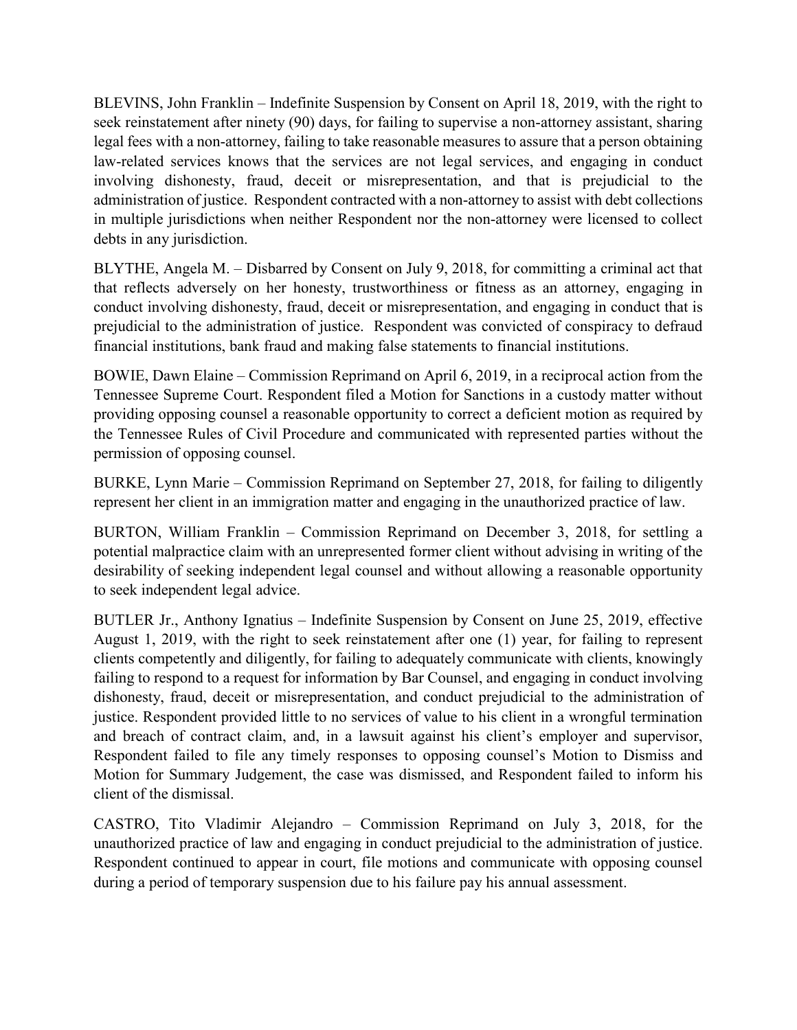BLEVINS, John Franklin – Indefinite Suspension by Consent on April 18, 2019, with the right to seek reinstatement after ninety (90) days, for failing to supervise a non-attorney assistant, sharing legal fees with a non-attorney, failing to take reasonable measures to assure that a person obtaining law-related services knows that the services are not legal services, and engaging in conduct involving dishonesty, fraud, deceit or misrepresentation, and that is prejudicial to the administration of justice. Respondent contracted with a non-attorney to assist with debt collections in multiple jurisdictions when neither Respondent nor the non-attorney were licensed to collect debts in any jurisdiction.

BLYTHE, Angela M. – Disbarred by Consent on July 9, 2018, for committing a criminal act that that reflects adversely on her honesty, trustworthiness or fitness as an attorney, engaging in conduct involving dishonesty, fraud, deceit or misrepresentation, and engaging in conduct that is prejudicial to the administration of justice. Respondent was convicted of conspiracy to defraud financial institutions, bank fraud and making false statements to financial institutions.

BOWIE, Dawn Elaine – Commission Reprimand on April 6, 2019, in a reciprocal action from the Tennessee Supreme Court. Respondent filed a Motion for Sanctions in a custody matter without providing opposing counsel a reasonable opportunity to correct a deficient motion as required by the Tennessee Rules of Civil Procedure and communicated with represented parties without the permission of opposing counsel.

BURKE, Lynn Marie – Commission Reprimand on September 27, 2018, for failing to diligently represent her client in an immigration matter and engaging in the unauthorized practice of law.

BURTON, William Franklin – Commission Reprimand on December 3, 2018, for settling a potential malpractice claim with an unrepresented former client without advising in writing of the desirability of seeking independent legal counsel and without allowing a reasonable opportunity to seek independent legal advice.

BUTLER Jr., Anthony Ignatius – Indefinite Suspension by Consent on June 25, 2019, effective August 1, 2019, with the right to seek reinstatement after one (1) year, for failing to represent clients competently and diligently, for failing to adequately communicate with clients, knowingly failing to respond to a request for information by Bar Counsel, and engaging in conduct involving dishonesty, fraud, deceit or misrepresentation, and conduct prejudicial to the administration of justice. Respondent provided little to no services of value to his client in a wrongful termination and breach of contract claim, and, in a lawsuit against his client's employer and supervisor, Respondent failed to file any timely responses to opposing counsel's Motion to Dismiss and Motion for Summary Judgement, the case was dismissed, and Respondent failed to inform his client of the dismissal.

CASTRO, Tito Vladimir Alejandro – Commission Reprimand on July 3, 2018, for the unauthorized practice of law and engaging in conduct prejudicial to the administration of justice. Respondent continued to appear in court, file motions and communicate with opposing counsel during a period of temporary suspension due to his failure pay his annual assessment.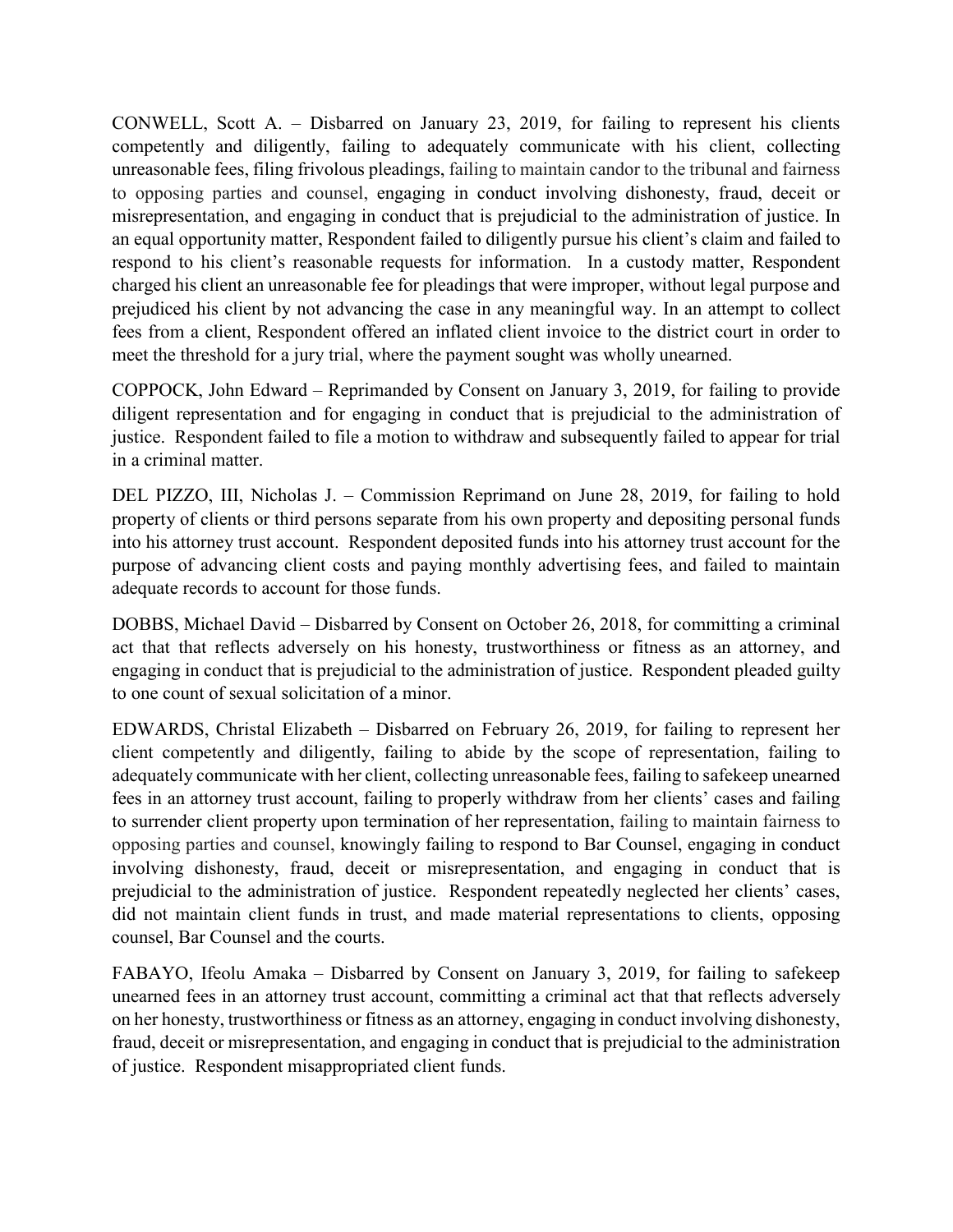CONWELL, Scott A. – Disbarred on January 23, 2019, for failing to represent his clients competently and diligently, failing to adequately communicate with his client, collecting unreasonable fees, filing frivolous pleadings, failing to maintain candor to the tribunal and fairness to opposing parties and counsel, engaging in conduct involving dishonesty, fraud, deceit or misrepresentation, and engaging in conduct that is prejudicial to the administration of justice. In an equal opportunity matter, Respondent failed to diligently pursue his client's claim and failed to respond to his client's reasonable requests for information. In a custody matter, Respondent charged his client an unreasonable fee for pleadings that were improper, without legal purpose and prejudiced his client by not advancing the case in any meaningful way. In an attempt to collect fees from a client, Respondent offered an inflated client invoice to the district court in order to meet the threshold for a jury trial, where the payment sought was wholly unearned.

COPPOCK, John Edward – Reprimanded by Consent on January 3, 2019, for failing to provide diligent representation and for engaging in conduct that is prejudicial to the administration of justice. Respondent failed to file a motion to withdraw and subsequently failed to appear for trial in a criminal matter.

DEL PIZZO, III, Nicholas J. – Commission Reprimand on June 28, 2019, for failing to hold property of clients or third persons separate from his own property and depositing personal funds into his attorney trust account. Respondent deposited funds into his attorney trust account for the purpose of advancing client costs and paying monthly advertising fees, and failed to maintain adequate records to account for those funds.

DOBBS, Michael David – Disbarred by Consent on October 26, 2018, for committing a criminal act that that reflects adversely on his honesty, trustworthiness or fitness as an attorney, and engaging in conduct that is prejudicial to the administration of justice. Respondent pleaded guilty to one count of sexual solicitation of a minor.

EDWARDS, Christal Elizabeth – Disbarred on February 26, 2019, for failing to represent her client competently and diligently, failing to abide by the scope of representation, failing to adequately communicate with her client, collecting unreasonable fees, failing to safekeep unearned fees in an attorney trust account, failing to properly withdraw from her clients' cases and failing to surrender client property upon termination of her representation, failing to maintain fairness to opposing parties and counsel, knowingly failing to respond to Bar Counsel, engaging in conduct involving dishonesty, fraud, deceit or misrepresentation, and engaging in conduct that is prejudicial to the administration of justice. Respondent repeatedly neglected her clients' cases, did not maintain client funds in trust, and made material representations to clients, opposing counsel, Bar Counsel and the courts.

FABAYO, Ifeolu Amaka – Disbarred by Consent on January 3, 2019, for failing to safekeep unearned fees in an attorney trust account, committing a criminal act that that reflects adversely on her honesty, trustworthiness or fitness as an attorney, engaging in conduct involving dishonesty, fraud, deceit or misrepresentation, and engaging in conduct that is prejudicial to the administration of justice. Respondent misappropriated client funds.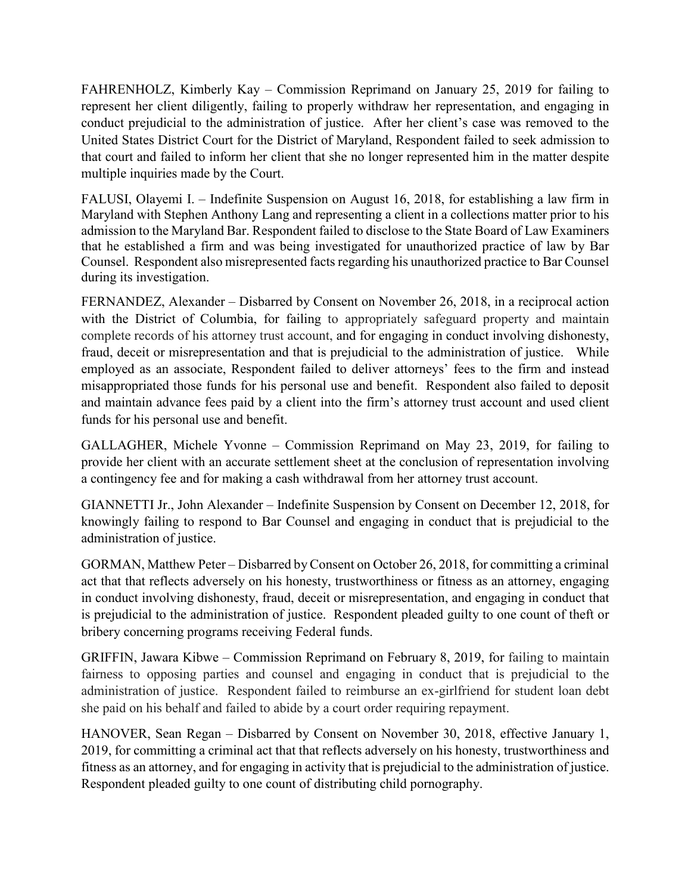FAHRENHOLZ, Kimberly Kay – Commission Reprimand on January 25, 2019 for failing to represent her client diligently, failing to properly withdraw her representation, and engaging in conduct prejudicial to the administration of justice. After her client's case was removed to the United States District Court for the District of Maryland, Respondent failed to seek admission to that court and failed to inform her client that she no longer represented him in the matter despite multiple inquiries made by the Court.

FALUSI, Olayemi I. – Indefinite Suspension on August 16, 2018, for establishing a law firm in Maryland with Stephen Anthony Lang and representing a client in a collections matter prior to his admission to the Maryland Bar. Respondent failed to disclose to the State Board of Law Examiners that he established a firm and was being investigated for unauthorized practice of law by Bar Counsel. Respondent also misrepresented facts regarding his unauthorized practice to Bar Counsel during its investigation.

FERNANDEZ, Alexander – Disbarred by Consent on November 26, 2018, in a reciprocal action with the District of Columbia, for failing to appropriately safeguard property and maintain complete records of his attorney trust account, and for engaging in conduct involving dishonesty, fraud, deceit or misrepresentation and that is prejudicial to the administration of justice. While employed as an associate, Respondent failed to deliver attorneys' fees to the firm and instead misappropriated those funds for his personal use and benefit. Respondent also failed to deposit and maintain advance fees paid by a client into the firm's attorney trust account and used client funds for his personal use and benefit.

GALLAGHER, Michele Yvonne – Commission Reprimand on May 23, 2019, for failing to provide her client with an accurate settlement sheet at the conclusion of representation involving a contingency fee and for making a cash withdrawal from her attorney trust account.

GIANNETTI Jr., John Alexander – Indefinite Suspension by Consent on December 12, 2018, for knowingly failing to respond to Bar Counsel and engaging in conduct that is prejudicial to the administration of justice.

GORMAN, Matthew Peter – Disbarred by Consent on October 26, 2018, for committing a criminal act that that reflects adversely on his honesty, trustworthiness or fitness as an attorney, engaging in conduct involving dishonesty, fraud, deceit or misrepresentation, and engaging in conduct that is prejudicial to the administration of justice. Respondent pleaded guilty to one count of theft or bribery concerning programs receiving Federal funds.

GRIFFIN, Jawara Kibwe – Commission Reprimand on February 8, 2019, for failing to maintain fairness to opposing parties and counsel and engaging in conduct that is prejudicial to the administration of justice. Respondent failed to reimburse an ex-girlfriend for student loan debt she paid on his behalf and failed to abide by a court order requiring repayment.

HANOVER, Sean Regan – Disbarred by Consent on November 30, 2018, effective January 1, 2019, for committing a criminal act that that reflects adversely on his honesty, trustworthiness and fitness as an attorney, and for engaging in activity that is prejudicial to the administration of justice. Respondent pleaded guilty to one count of distributing child pornography.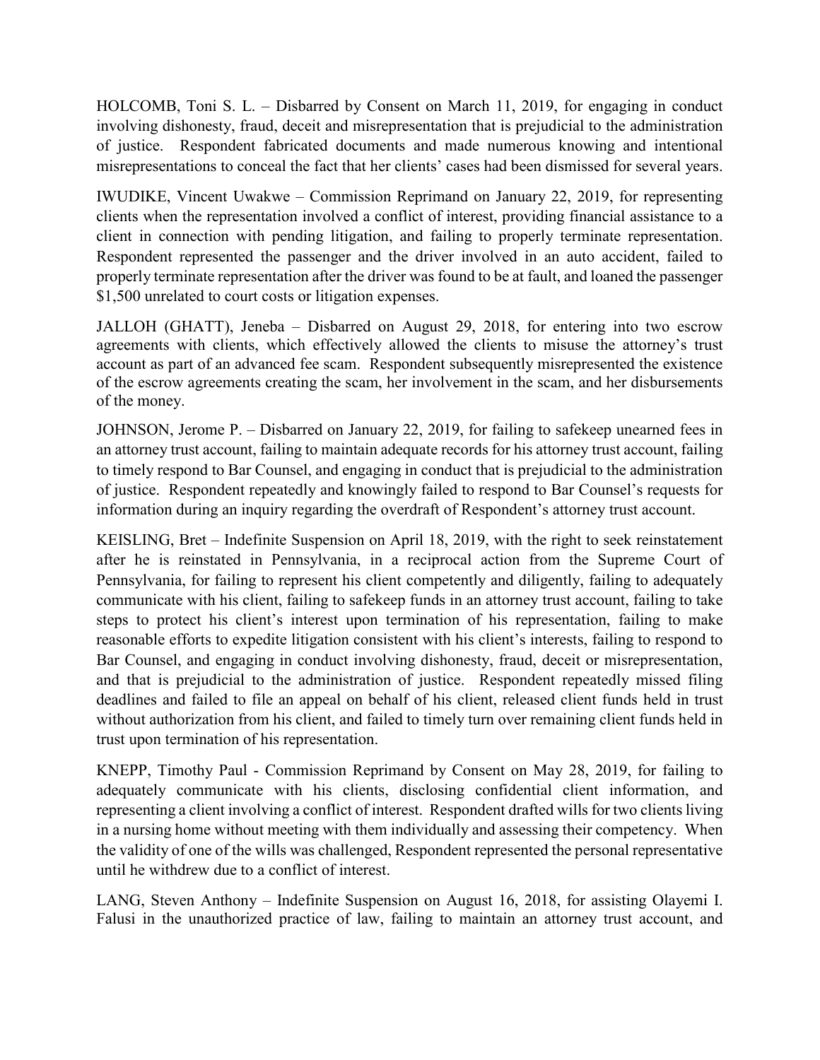HOLCOMB, Toni S. L. – Disbarred by Consent on March 11, 2019, for engaging in conduct involving dishonesty, fraud, deceit and misrepresentation that is prejudicial to the administration of justice. Respondent fabricated documents and made numerous knowing and intentional misrepresentations to conceal the fact that her clients' cases had been dismissed for several years.

IWUDIKE, Vincent Uwakwe – Commission Reprimand on January 22, 2019, for representing clients when the representation involved a conflict of interest, providing financial assistance to a client in connection with pending litigation, and failing to properly terminate representation. Respondent represented the passenger and the driver involved in an auto accident, failed to properly terminate representation after the driver was found to be at fault, and loaned the passenger $1,500 unrelated to court costs or litigation expenses.

JALLOH (GHATT), Jeneba – Disbarred on August 29, 2018, for entering into two escrow agreements with clients, which effectively allowed the clients to misuse the attorney's trust account as part of an advanced fee scam. Respondent subsequently misrepresented the existence of the escrow agreements creating the scam, her involvement in the scam, and her disbursements of the money.

JOHNSON, Jerome P. – Disbarred on January 22, 2019, for failing to safekeep unearned fees in an attorney trust account, failing to maintain adequate records for his attorney trust account, failing to timely respond to Bar Counsel, and engaging in conduct that is prejudicial to the administration of justice. Respondent repeatedly and knowingly failed to respond to Bar Counsel's requests for information during an inquiry regarding the overdraft of Respondent's attorney trust account.

KEISLING, Bret – Indefinite Suspension on April 18, 2019, with the right to seek reinstatement after he is reinstated in Pennsylvania, in a reciprocal action from the Supreme Court of Pennsylvania, for failing to represent his client competently and diligently, failing to adequately communicate with his client, failing to safekeep funds in an attorney trust account, failing to take steps to protect his client's interest upon termination of his representation, failing to make reasonable efforts to expedite litigation consistent with his client's interests, failing to respond to Bar Counsel, and engaging in conduct involving dishonesty, fraud, deceit or misrepresentation, and that is prejudicial to the administration of justice. Respondent repeatedly missed filing deadlines and failed to file an appeal on behalf of his client, released client funds held in trust without authorization from his client, and failed to timely turn over remaining client funds held in trust upon termination of his representation.

KNEPP, Timothy Paul - Commission Reprimand by Consent on May 28, 2019, for failing to adequately communicate with his clients, disclosing confidential client information, and representing a client involving a conflict of interest. Respondent drafted wills for two clients living in a nursing home without meeting with them individually and assessing their competency. When the validity of one of the wills was challenged, Respondent represented the personal representative until he withdrew due to a conflict of interest.

LANG, Steven Anthony – Indefinite Suspension on August 16, 2018, for assisting Olayemi I. Falusi in the unauthorized practice of law, failing to maintain an attorney trust account, and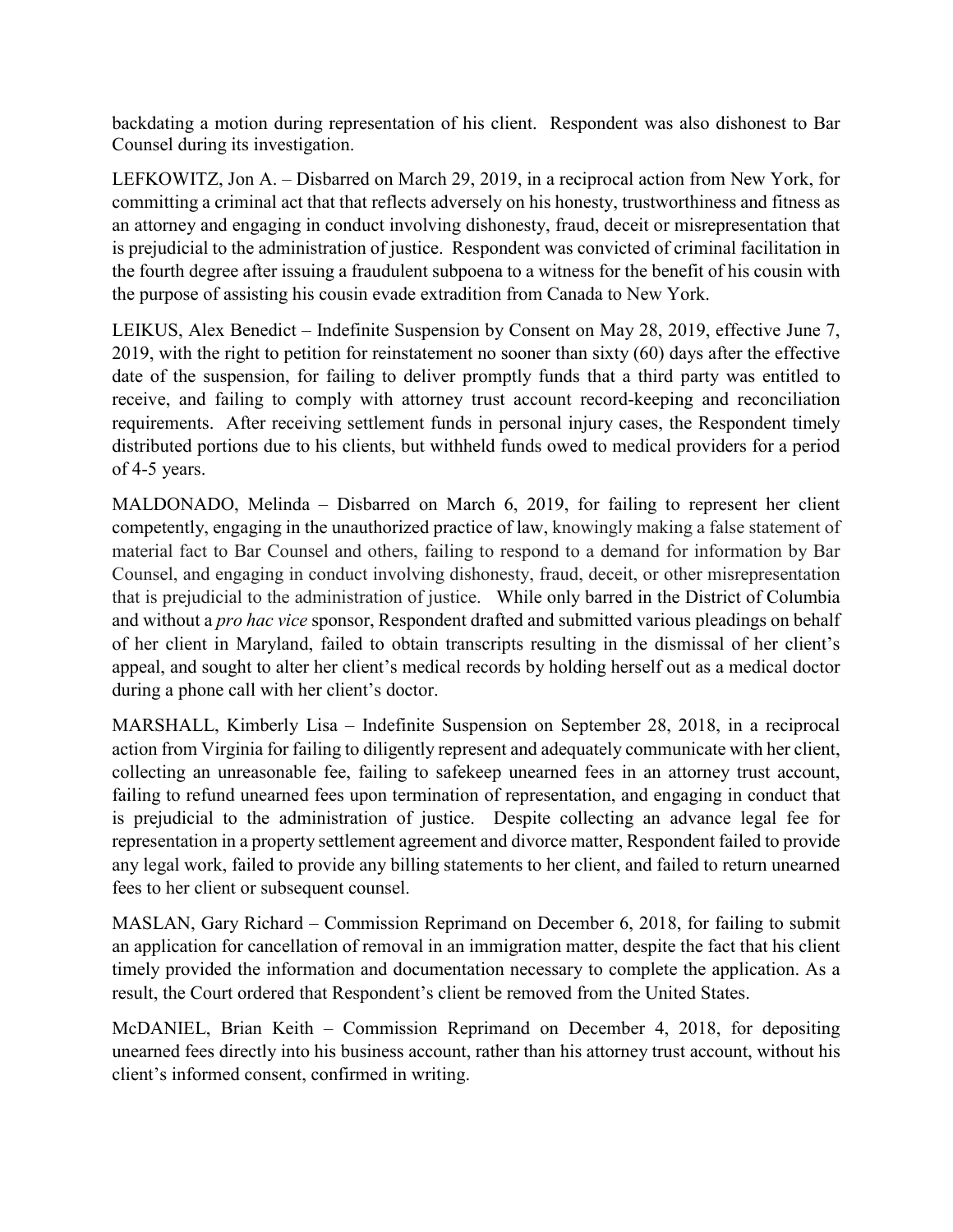backdating a motion during representation of his client. Respondent was also dishonest to Bar Counsel during its investigation.

LEFKOWITZ, Jon A. – Disbarred on March 29, 2019, in a reciprocal action from New York, for committing a criminal act that that reflects adversely on his honesty, trustworthiness and fitness as an attorney and engaging in conduct involving dishonesty, fraud, deceit or misrepresentation that is prejudicial to the administration of justice. Respondent was convicted of criminal facilitation in the fourth degree after issuing a fraudulent subpoena to a witness for the benefit of his cousin with the purpose of assisting his cousin evade extradition from Canada to New York.

LEIKUS, Alex Benedict – Indefinite Suspension by Consent on May 28, 2019, effective June 7, 2019, with the right to petition for reinstatement no sooner than sixty (60) days after the effective date of the suspension, for failing to deliver promptly funds that a third party was entitled to receive, and failing to comply with attorney trust account record-keeping and reconciliation requirements. After receiving settlement funds in personal injury cases, the Respondent timely distributed portions due to his clients, but withheld funds owed to medical providers for a period of 4-5 years.

MALDONADO, Melinda – Disbarred on March 6, 2019, for failing to represent her client competently, engaging in the unauthorized practice of law, knowingly making a false statement of material fact to Bar Counsel and others, failing to respond to a demand for information by Bar Counsel, and engaging in conduct involving dishonesty, fraud, deceit, or other misrepresentation that is prejudicial to the administration of justice. While only barred in the District of Columbia and without a *pro hac vice* sponsor, Respondent drafted and submitted various pleadings on behalf of her client in Maryland, failed to obtain transcripts resulting in the dismissal of her client's appeal, and sought to alter her client's medical records by holding herself out as a medical doctor during a phone call with her client's doctor.

MARSHALL, Kimberly Lisa – Indefinite Suspension on September 28, 2018, in a reciprocal action from Virginia for failing to diligently represent and adequately communicate with her client, collecting an unreasonable fee, failing to safekeep unearned fees in an attorney trust account, failing to refund unearned fees upon termination of representation, and engaging in conduct that is prejudicial to the administration of justice. Despite collecting an advance legal fee for representation in a property settlement agreement and divorce matter, Respondent failed to provide any legal work, failed to provide any billing statements to her client, and failed to return unearned fees to her client or subsequent counsel.

MASLAN, Gary Richard – Commission Reprimand on December 6, 2018, for failing to submit an application for cancellation of removal in an immigration matter, despite the fact that his client timely provided the information and documentation necessary to complete the application. As a result, the Court ordered that Respondent's client be removed from the United States.

McDANIEL, Brian Keith – Commission Reprimand on December 4, 2018, for depositing unearned fees directly into his business account, rather than his attorney trust account, without his client's informed consent, confirmed in writing.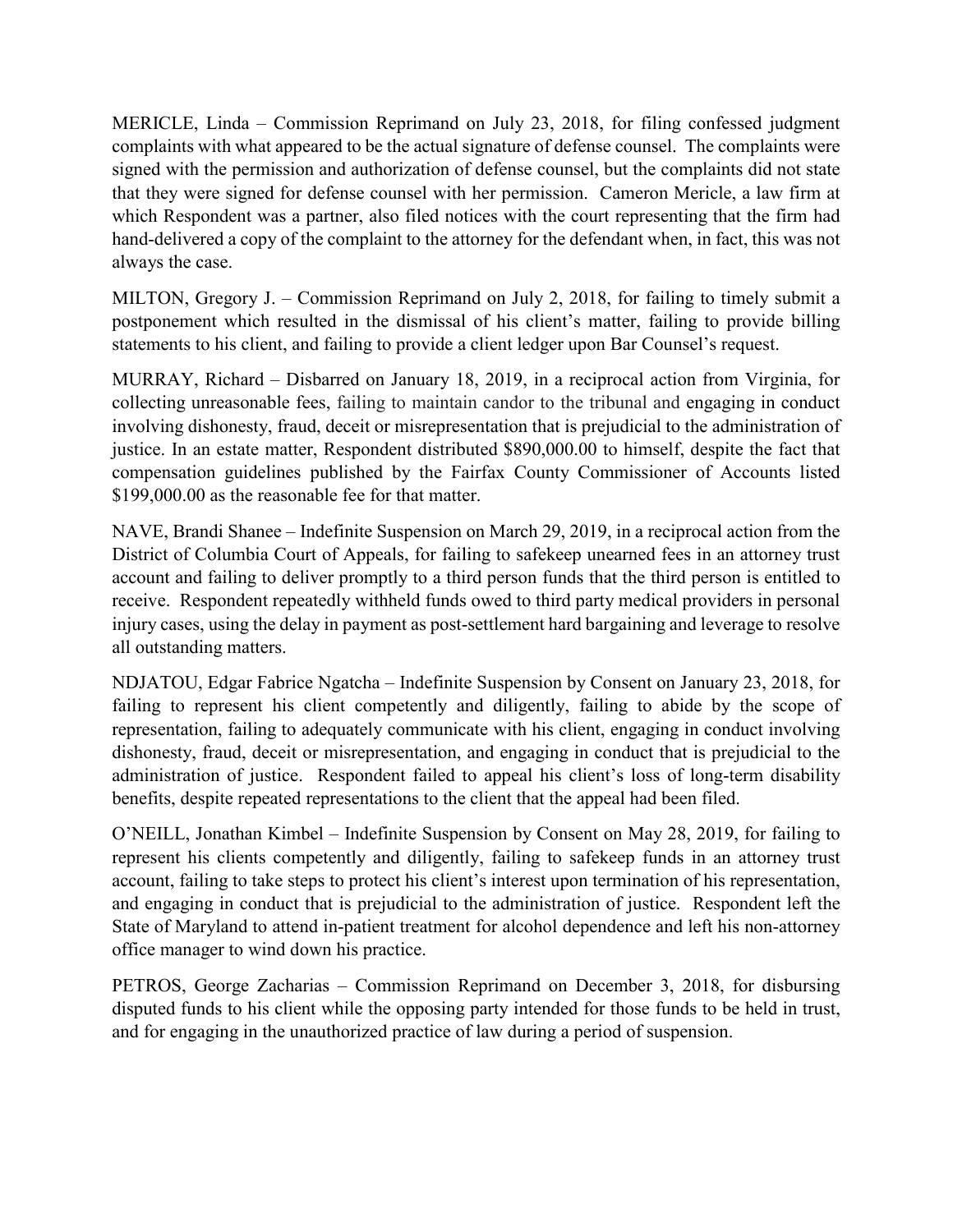MERICLE, Linda – Commission Reprimand on July 23, 2018, for filing confessed judgment complaints with what appeared to be the actual signature of defense counsel. The complaints were signed with the permission and authorization of defense counsel, but the complaints did not state that they were signed for defense counsel with her permission. Cameron Mericle, a law firm at which Respondent was a partner, also filed notices with the court representing that the firm had hand-delivered a copy of the complaint to the attorney for the defendant when, in fact, this was not always the case.

MILTON, Gregory J. – Commission Reprimand on July 2, 2018, for failing to timely submit a postponement which resulted in the dismissal of his client's matter, failing to provide billing statements to his client, and failing to provide a client ledger upon Bar Counsel's request.

MURRAY, Richard – Disbarred on January 18, 2019, in a reciprocal action from Virginia, for collecting unreasonable fees, failing to maintain candor to the tribunal and engaging in conduct involving dishonesty, fraud, deceit or misrepresentation that is prejudicial to the administration of justice. In an estate matter, Respondent distributed $890,000.00 to himself, despite the fact that compensation guidelines published by the Fairfax County Commissioner of Accounts listed $199,000.00 as the reasonable fee for that matter.

NAVE, Brandi Shanee – Indefinite Suspension on March 29, 2019, in a reciprocal action from the District of Columbia Court of Appeals, for failing to safekeep unearned fees in an attorney trust account and failing to deliver promptly to a third person funds that the third person is entitled to receive. Respondent repeatedly withheld funds owed to third party medical providers in personal injury cases, using the delay in payment as post-settlement hard bargaining and leverage to resolve all outstanding matters.

NDJATOU, Edgar Fabrice Ngatcha – Indefinite Suspension by Consent on January 23, 2018, for failing to represent his client competently and diligently, failing to abide by the scope of representation, failing to adequately communicate with his client, engaging in conduct involving dishonesty, fraud, deceit or misrepresentation, and engaging in conduct that is prejudicial to the administration of justice. Respondent failed to appeal his client's loss of long-term disability benefits, despite repeated representations to the client that the appeal had been filed.

O'NEILL, Jonathan Kimbel – Indefinite Suspension by Consent on May 28, 2019, for failing to represent his clients competently and diligently, failing to safekeep funds in an attorney trust account, failing to take steps to protect his client's interest upon termination of his representation, and engaging in conduct that is prejudicial to the administration of justice. Respondent left the State of Maryland to attend in-patient treatment for alcohol dependence and left his non-attorney office manager to wind down his practice.

PETROS, George Zacharias – Commission Reprimand on December 3, 2018, for disbursing disputed funds to his client while the opposing party intended for those funds to be held in trust, and for engaging in the unauthorized practice of law during a period of suspension.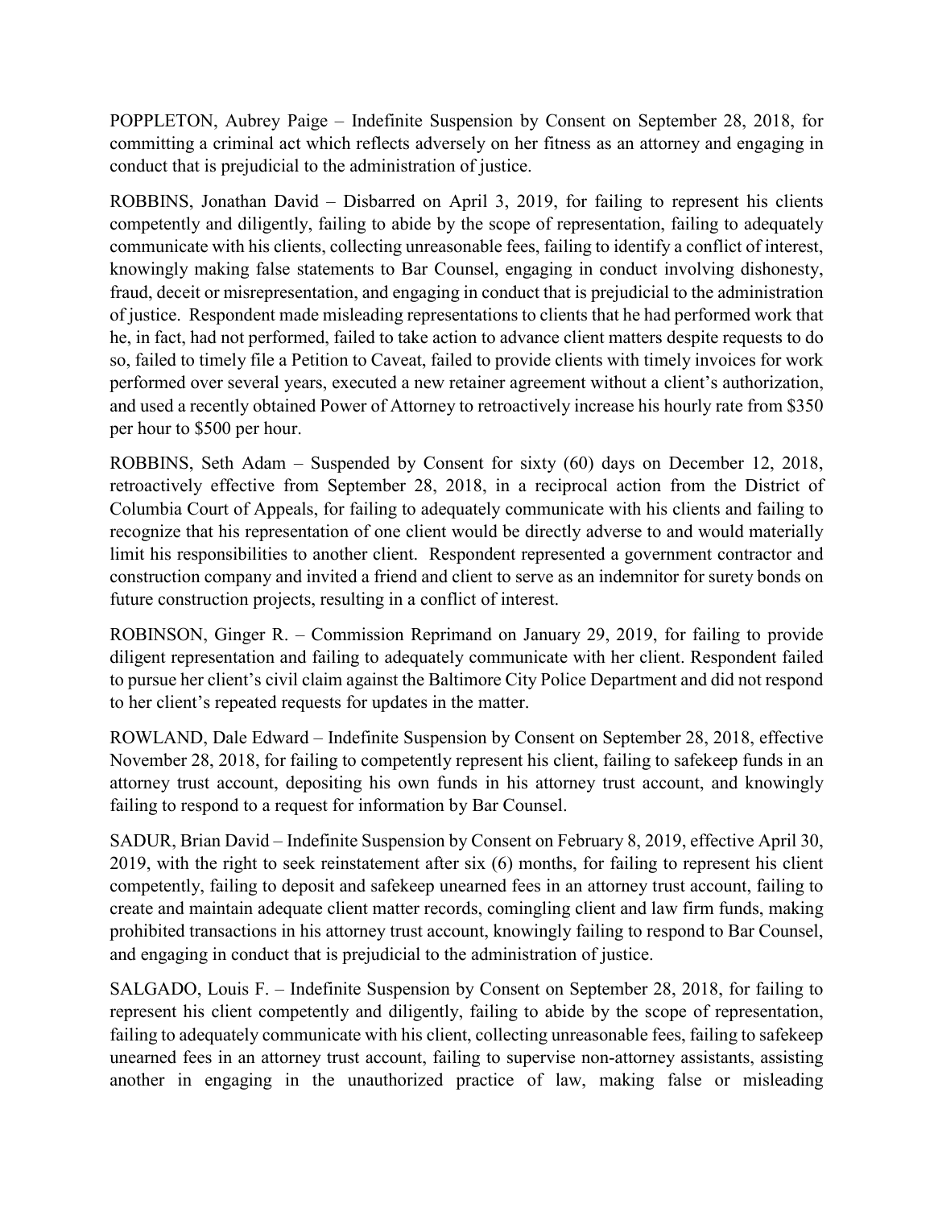POPPLETON, Aubrey Paige – Indefinite Suspension by Consent on September 28, 2018, for committing a criminal act which reflects adversely on her fitness as an attorney and engaging in conduct that is prejudicial to the administration of justice.

ROBBINS, Jonathan David – Disbarred on April 3, 2019, for failing to represent his clients competently and diligently, failing to abide by the scope of representation, failing to adequately communicate with his clients, collecting unreasonable fees, failing to identify a conflict of interest, knowingly making false statements to Bar Counsel, engaging in conduct involving dishonesty, fraud, deceit or misrepresentation, and engaging in conduct that is prejudicial to the administration of justice. Respondent made misleading representations to clients that he had performed work that he, in fact, had not performed, failed to take action to advance client matters despite requests to do so, failed to timely file a Petition to Caveat, failed to provide clients with timely invoices for work performed over several years, executed a new retainer agreement without a client's authorization, and used a recently obtained Power of Attorney to retroactively increase his hourly rate from $350 per hour to $500 per hour.

ROBBINS, Seth Adam – Suspended by Consent for sixty (60) days on December 12, 2018, retroactively effective from September 28, 2018, in a reciprocal action from the District of Columbia Court of Appeals, for failing to adequately communicate with his clients and failing to recognize that his representation of one client would be directly adverse to and would materially limit his responsibilities to another client. Respondent represented a government contractor and construction company and invited a friend and client to serve as an indemnitor for surety bonds on future construction projects, resulting in a conflict of interest.

ROBINSON, Ginger R. – Commission Reprimand on January 29, 2019, for failing to provide diligent representation and failing to adequately communicate with her client. Respondent failed to pursue her client's civil claim against the Baltimore City Police Department and did not respond to her client's repeated requests for updates in the matter.

ROWLAND, Dale Edward – Indefinite Suspension by Consent on September 28, 2018, effective November 28, 2018, for failing to competently represent his client, failing to safekeep funds in an attorney trust account, depositing his own funds in his attorney trust account, and knowingly failing to respond to a request for information by Bar Counsel.

SADUR, Brian David – Indefinite Suspension by Consent on February 8, 2019, effective April 30, 2019, with the right to seek reinstatement after six (6) months, for failing to represent his client competently, failing to deposit and safekeep unearned fees in an attorney trust account, failing to create and maintain adequate client matter records, comingling client and law firm funds, making prohibited transactions in his attorney trust account, knowingly failing to respond to Bar Counsel, and engaging in conduct that is prejudicial to the administration of justice.

SALGADO, Louis F. – Indefinite Suspension by Consent on September 28, 2018, for failing to represent his client competently and diligently, failing to abide by the scope of representation, failing to adequately communicate with his client, collecting unreasonable fees, failing to safekeep unearned fees in an attorney trust account, failing to supervise non-attorney assistants, assisting another in engaging in the unauthorized practice of law, making false or misleading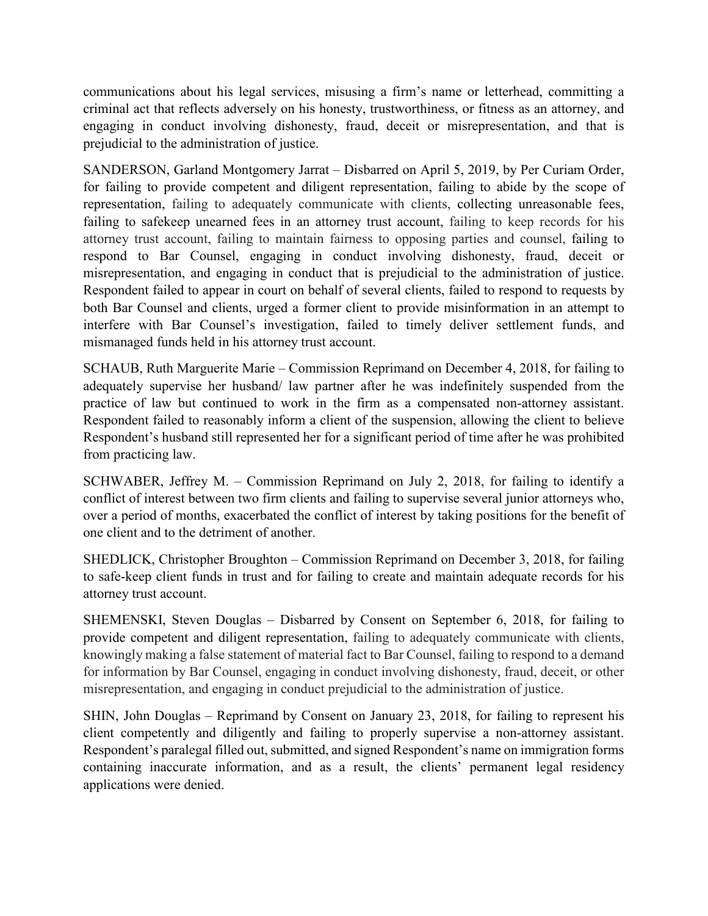communications about his legal services, misusing a firm's name or letterhead, committing a criminal act that reflects adversely on his honesty, trustworthiness, or fitness as an attorney, and engaging in conduct involving dishonesty, fraud, deceit or misrepresentation, and that is prejudicial to the administration of justice.

SANDERSON, Garland Montgomery Jarrat – Disbarred on April 5, 2019, by Per Curiam Order, for failing to provide competent and diligent representation, failing to abide by the scope of representation, failing to adequately communicate with clients, collecting unreasonable fees, failing to safekeep unearned fees in an attorney trust account, failing to keep records for his attorney trust account, failing to maintain fairness to opposing parties and counsel, failing to respond to Bar Counsel, engaging in conduct involving dishonesty, fraud, deceit or misrepresentation, and engaging in conduct that is prejudicial to the administration of justice. Respondent failed to appear in court on behalf of several clients, failed to respond to requests by both Bar Counsel and clients, urged a former client to provide misinformation in an attempt to interfere with Bar Counsel's investigation, failed to timely deliver settlement funds, and mismanaged funds held in his attorney trust account.

SCHAUB, Ruth Marguerite Marie – Commission Reprimand on December 4, 2018, for failing to adequately supervise her husband/ law partner after he was indefinitely suspended from the practice of law but continued to work in the firm as a compensated non-attorney assistant. Respondent failed to reasonably inform a client of the suspension, allowing the client to believe Respondent's husband still represented her for a significant period of time after he was prohibited from practicing law.

SCHWABER, Jeffrey M. – Commission Reprimand on July 2, 2018, for failing to identify a conflict of interest between two firm clients and failing to supervise several junior attorneys who, over a period of months, exacerbated the conflict of interest by taking positions for the benefit of one client and to the detriment of another.

SHEDLICK, Christopher Broughton – Commission Reprimand on December 3, 2018, for failing to safe-keep client funds in trust and for failing to create and maintain adequate records for his attorney trust account.

SHEMENSKI, Steven Douglas – Disbarred by Consent on September 6, 2018, for failing to provide competent and diligent representation, failing to adequately communicate with clients, knowingly making a false statement of material fact to Bar Counsel, failing to respond to a demand for information by Bar Counsel, engaging in conduct involving dishonesty, fraud, deceit, or other misrepresentation, and engaging in conduct prejudicial to the administration of justice.

SHIN, John Douglas – Reprimand by Consent on January 23, 2018, for failing to represent his client competently and diligently and failing to properly supervise a non-attorney assistant. Respondent's paralegal filled out, submitted, and signed Respondent's name on immigration forms containing inaccurate information, and as a result, the clients' permanent legal residency applications were denied.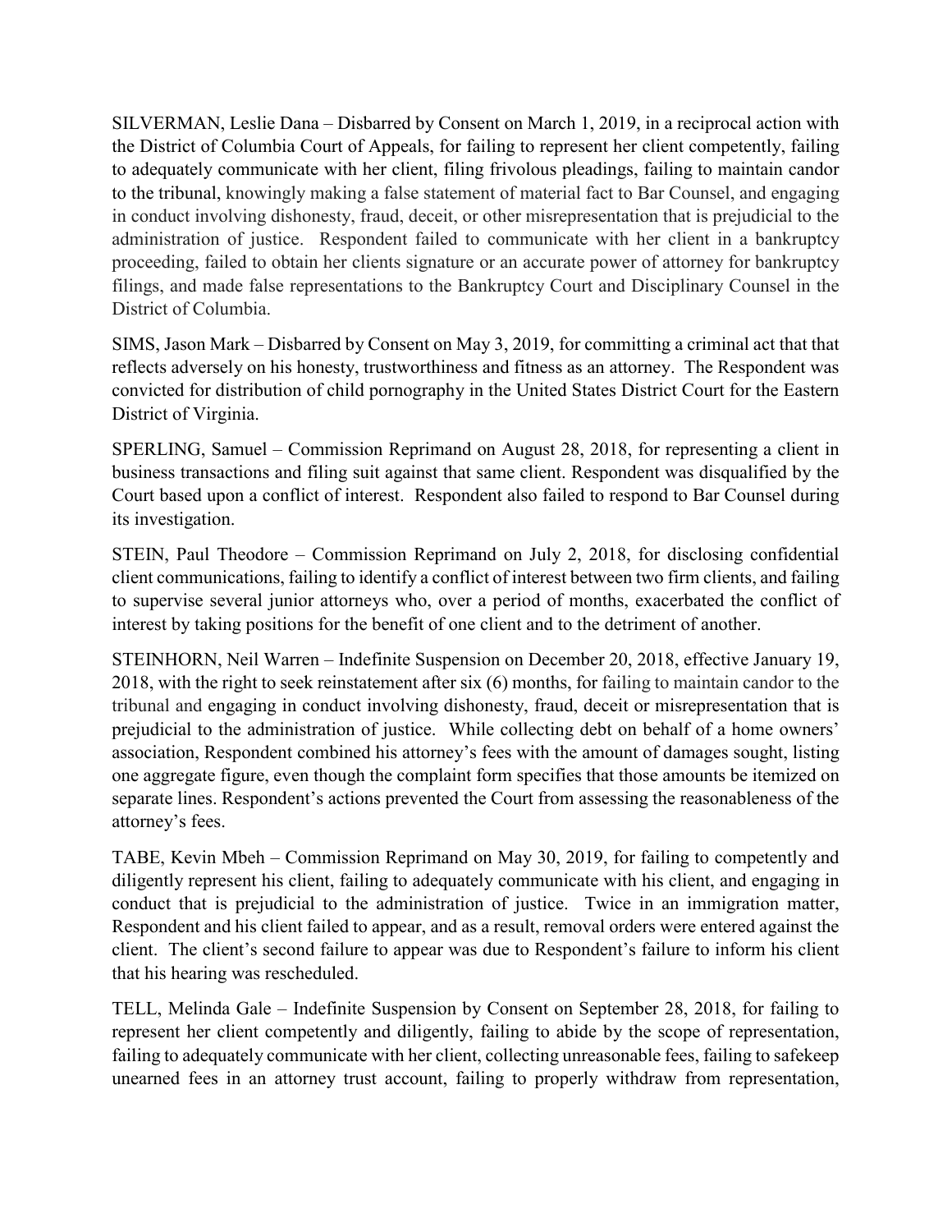SILVERMAN, Leslie Dana – Disbarred by Consent on March 1, 2019, in a reciprocal action with the District of Columbia Court of Appeals, for failing to represent her client competently, failing to adequately communicate with her client, filing frivolous pleadings, failing to maintain candor to the tribunal, knowingly making a false statement of material fact to Bar Counsel, and engaging in conduct involving dishonesty, fraud, deceit, or other misrepresentation that is prejudicial to the administration of justice. Respondent failed to communicate with her client in a bankruptcy proceeding, failed to obtain her clients signature or an accurate power of attorney for bankruptcy filings, and made false representations to the Bankruptcy Court and Disciplinary Counsel in the District of Columbia.

SIMS, Jason Mark – Disbarred by Consent on May 3, 2019, for committing a criminal act that that reflects adversely on his honesty, trustworthiness and fitness as an attorney. The Respondent was convicted for distribution of child pornography in the United States District Court for the Eastern District of Virginia.

SPERLING, Samuel – Commission Reprimand on August 28, 2018, for representing a client in business transactions and filing suit against that same client. Respondent was disqualified by the Court based upon a conflict of interest. Respondent also failed to respond to Bar Counsel during its investigation.

STEIN, Paul Theodore – Commission Reprimand on July 2, 2018, for disclosing confidential client communications, failing to identify a conflict of interest between two firm clients, and failing to supervise several junior attorneys who, over a period of months, exacerbated the conflict of interest by taking positions for the benefit of one client and to the detriment of another.

STEINHORN, Neil Warren – Indefinite Suspension on December 20, 2018, effective January 19, 2018, with the right to seek reinstatement after six (6) months, for failing to maintain candor to the tribunal and engaging in conduct involving dishonesty, fraud, deceit or misrepresentation that is prejudicial to the administration of justice. While collecting debt on behalf of a home owners' association, Respondent combined his attorney's fees with the amount of damages sought, listing one aggregate figure, even though the complaint form specifies that those amounts be itemized on separate lines. Respondent's actions prevented the Court from assessing the reasonableness of the attorney's fees.

TABE, Kevin Mbeh – Commission Reprimand on May 30, 2019, for failing to competently and diligently represent his client, failing to adequately communicate with his client, and engaging in conduct that is prejudicial to the administration of justice. Twice in an immigration matter, Respondent and his client failed to appear, and as a result, removal orders were entered against the client. The client's second failure to appear was due to Respondent's failure to inform his client that his hearing was rescheduled.

TELL, Melinda Gale – Indefinite Suspension by Consent on September 28, 2018, for failing to represent her client competently and diligently, failing to abide by the scope of representation, failing to adequately communicate with her client, collecting unreasonable fees, failing to safekeep unearned fees in an attorney trust account, failing to properly withdraw from representation,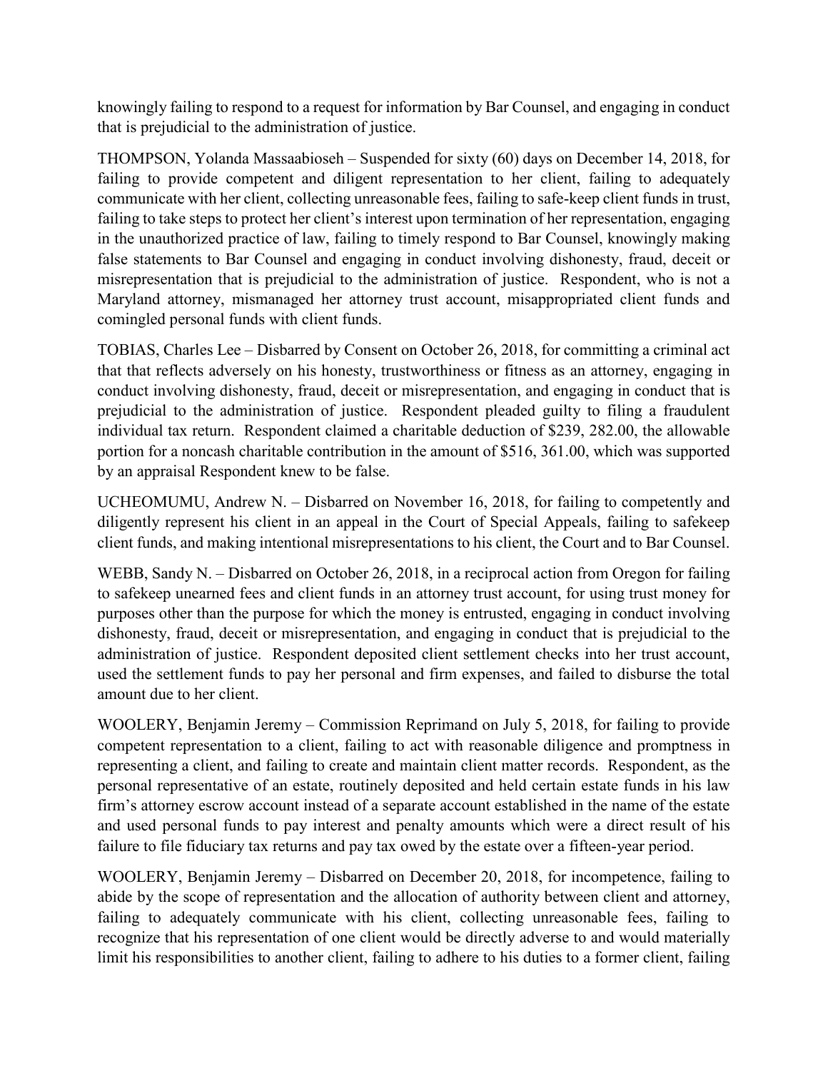knowingly failing to respond to a request for information by Bar Counsel, and engaging in conduct that is prejudicial to the administration of justice.

THOMPSON, Yolanda Massaabioseh – Suspended for sixty (60) days on December 14, 2018, for failing to provide competent and diligent representation to her client, failing to adequately communicate with her client, collecting unreasonable fees, failing to safe-keep client funds in trust, failing to take steps to protect her client's interest upon termination of her representation, engaging in the unauthorized practice of law, failing to timely respond to Bar Counsel, knowingly making false statements to Bar Counsel and engaging in conduct involving dishonesty, fraud, deceit or misrepresentation that is prejudicial to the administration of justice. Respondent, who is not a Maryland attorney, mismanaged her attorney trust account, misappropriated client funds and comingled personal funds with client funds.

TOBIAS, Charles Lee – Disbarred by Consent on October 26, 2018, for committing a criminal act that that reflects adversely on his honesty, trustworthiness or fitness as an attorney, engaging in conduct involving dishonesty, fraud, deceit or misrepresentation, and engaging in conduct that is prejudicial to the administration of justice. Respondent pleaded guilty to filing a fraudulent individual tax return. Respondent claimed a charitable deduction of $239, 282.00, the allowable portion for a noncash charitable contribution in the amount of $516, 361.00, which was supported by an appraisal Respondent knew to be false.

UCHEOMUMU, Andrew N. – Disbarred on November 16, 2018, for failing to competently and diligently represent his client in an appeal in the Court of Special Appeals, failing to safekeep client funds, and making intentional misrepresentations to his client, the Court and to Bar Counsel.

WEBB, Sandy N. – Disbarred on October 26, 2018, in a reciprocal action from Oregon for failing to safekeep unearned fees and client funds in an attorney trust account, for using trust money for purposes other than the purpose for which the money is entrusted, engaging in conduct involving dishonesty, fraud, deceit or misrepresentation, and engaging in conduct that is prejudicial to the administration of justice. Respondent deposited client settlement checks into her trust account, used the settlement funds to pay her personal and firm expenses, and failed to disburse the total amount due to her client.

WOOLERY, Benjamin Jeremy – Commission Reprimand on July 5, 2018, for failing to provide competent representation to a client, failing to act with reasonable diligence and promptness in representing a client, and failing to create and maintain client matter records. Respondent, as the personal representative of an estate, routinely deposited and held certain estate funds in his law firm's attorney escrow account instead of a separate account established in the name of the estate and used personal funds to pay interest and penalty amounts which were a direct result of his failure to file fiduciary tax returns and pay tax owed by the estate over a fifteen-year period.

WOOLERY, Benjamin Jeremy – Disbarred on December 20, 2018, for incompetence, failing to abide by the scope of representation and the allocation of authority between client and attorney, failing to adequately communicate with his client, collecting unreasonable fees, failing to recognize that his representation of one client would be directly adverse to and would materially limit his responsibilities to another client, failing to adhere to his duties to a former client, failing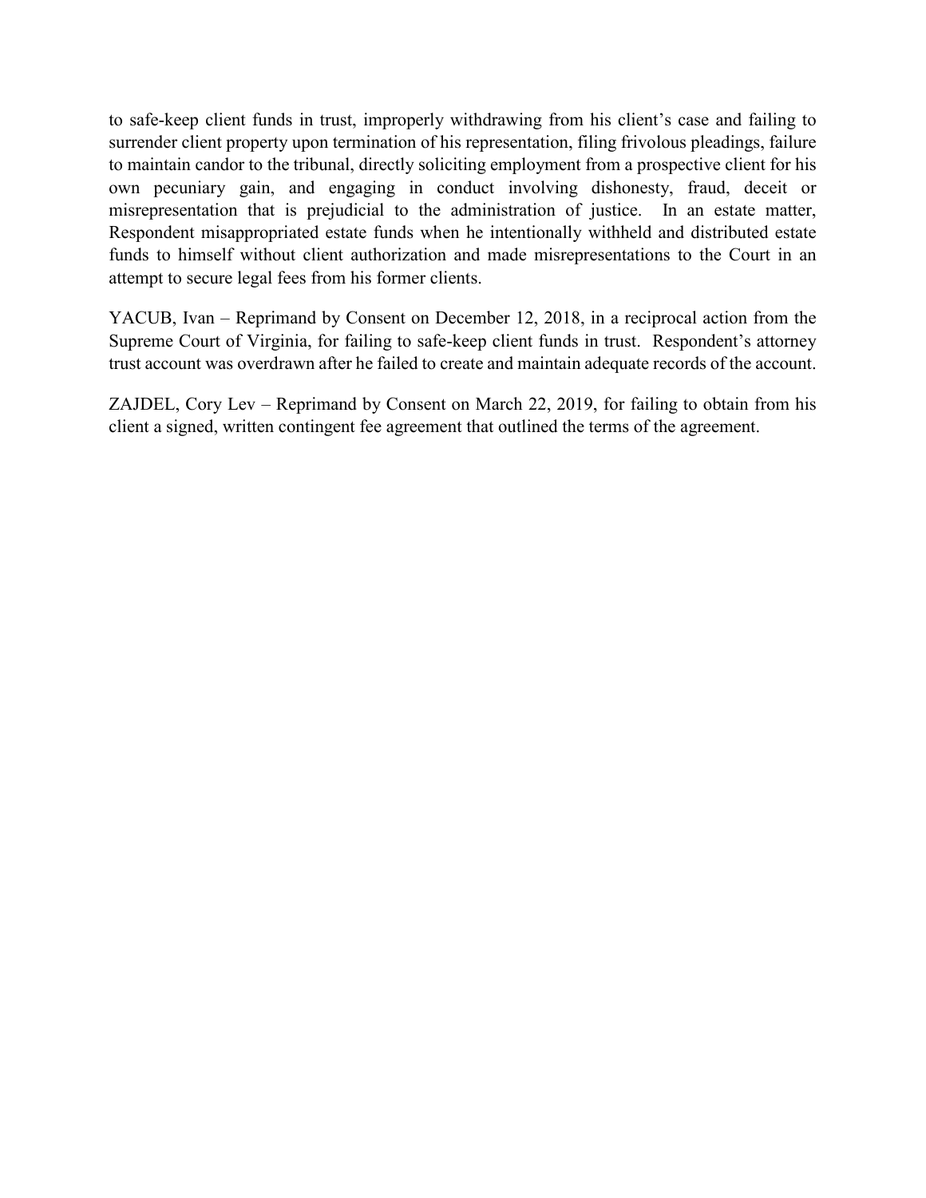to safe-keep client funds in trust, improperly withdrawing from his client's case and failing to surrender client property upon termination of his representation, filing frivolous pleadings, failure to maintain candor to the tribunal, directly soliciting employment from a prospective client for his own pecuniary gain, and engaging in conduct involving dishonesty, fraud, deceit or misrepresentation that is prejudicial to the administration of justice. In an estate matter, Respondent misappropriated estate funds when he intentionally withheld and distributed estate funds to himself without client authorization and made misrepresentations to the Court in an attempt to secure legal fees from his former clients.

YACUB, Ivan – Reprimand by Consent on December 12, 2018, in a reciprocal action from the Supreme Court of Virginia, for failing to safe-keep client funds in trust. Respondent's attorney trust account was overdrawn after he failed to create and maintain adequate records of the account.

ZAJDEL, Cory Lev – Reprimand by Consent on March 22, 2019, for failing to obtain from his client a signed, written contingent fee agreement that outlined the terms of the agreement.